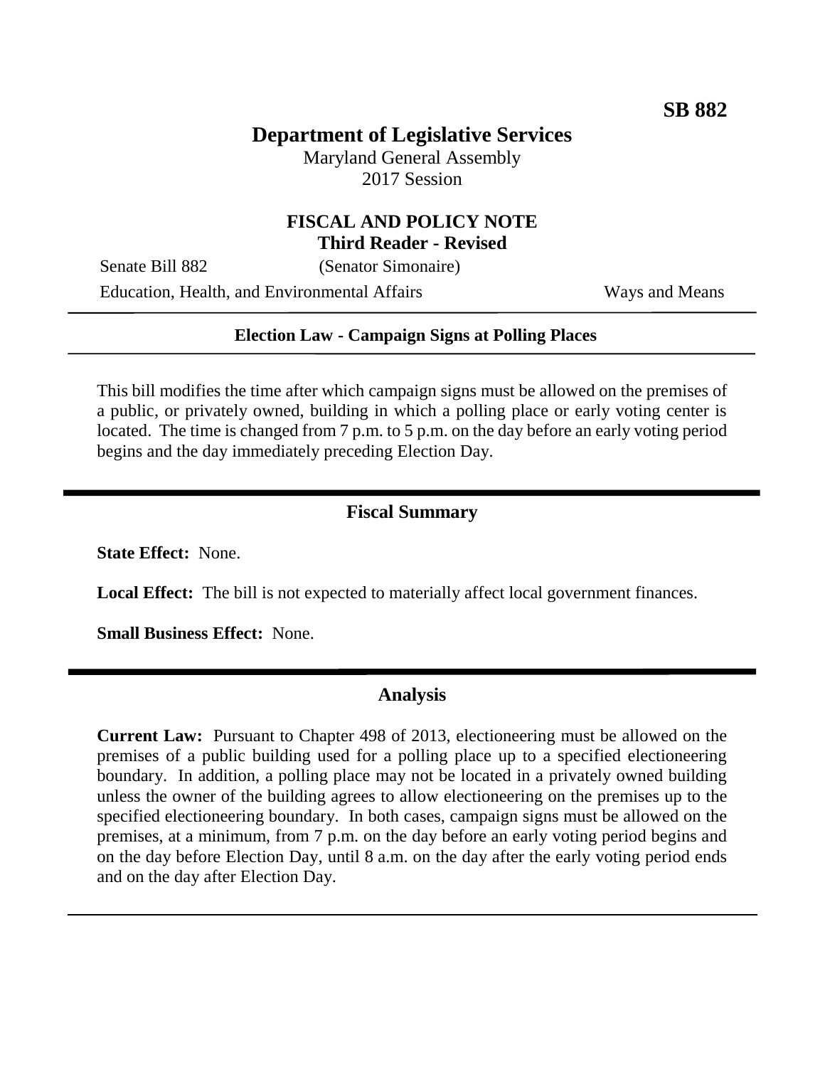**SB 882**

# Department of Legislative Services

Maryland General Assembly
2017 Session

## FISCAL AND POLICY NOTE
**Third Reader - Revised**

Senate Bill 882 (Senator Simonaire)
Education, Health, and Environmental Affairs Ways and Means

---

**Election Law - Campaign Signs at Polling Places**

---

This bill modifies the time after which campaign signs must be allowed on the premises of a public, or privately owned, building in which a polling place or early voting center is located. The time is changed from 7 p.m. to 5 p.m. on the day before an early voting period begins and the day immediately preceding Election Day.

---

## Fiscal Summary

**State Effect:** None.

**Local Effect:** The bill is not expected to materially affect local government finances.

**Small Business Effect:** None.

---

## Analysis

**Current Law:** Pursuant to Chapter 498 of 2013, electioneering must be allowed on the premises of a public building used for a polling place up to a specified electioneering boundary. In addition, a polling place may not be located in a privately owned building unless the owner of the building agrees to allow electioneering on the premises up to the specified electioneering boundary. In both cases, campaign signs must be allowed on the premises, at a minimum, from 7 p.m. on the day before an early voting period begins and on the day before Election Day, until 8 a.m. on the day after the early voting period ends and on the day after Election Day.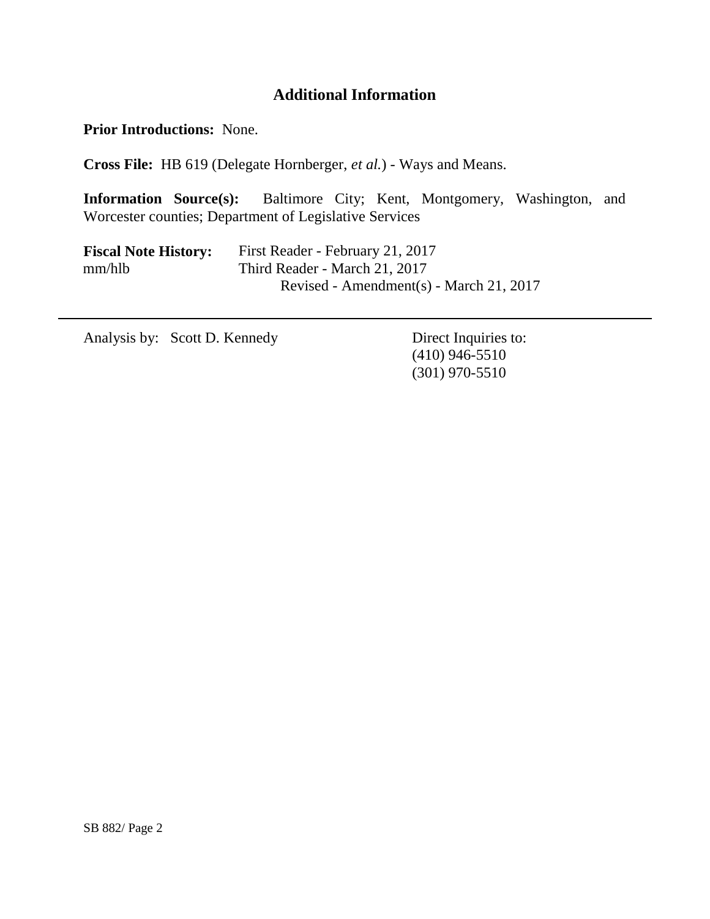## Additional Information

**Prior Introductions:** None.

**Cross File:** HB 619 (Delegate Hornberger, *et al.*) - Ways and Means.

**Information Source(s):** Baltimore City; Kent, Montgomery, Washington, and Worcester counties; Department of Legislative Services

**Fiscal Note History:** First Reader - February 21, 2017
mm/hlb Third Reader - March 21, 2017
Revised - Amendment(s) - March 21, 2017

---

Analysis by: Scott D. Kennedy

Direct Inquiries to:
(410) 946-5510
(301) 970-5510